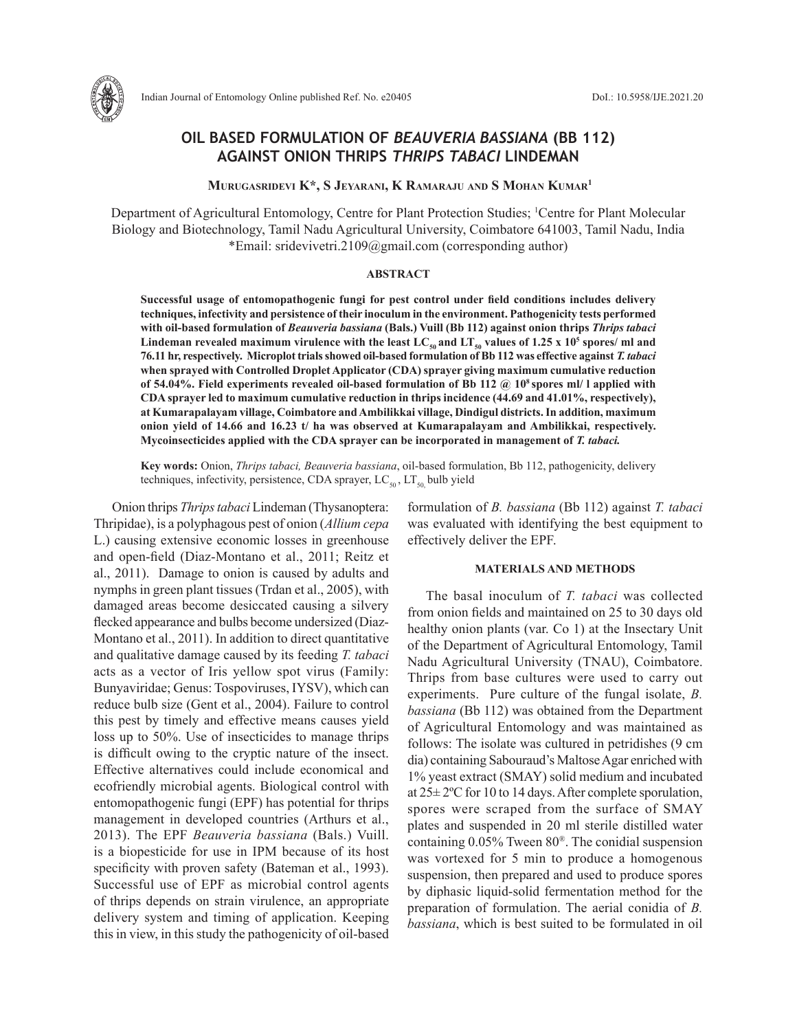# OIL BASED FORMULATION OF *BEAUVERIA BASSIANA* (BB 112) AGAINST ONION THRIPS *THRIPS TABACI* LINDEMAN

**Murugasridevi K\*, S Jeyarani, K Ramaraju and S Mohan Kumar[1]**

Department of Agricultural Entomology, Centre for Plant Protection Studies; [1]Centre for Plant Molecular Biology and Biotechnology, Tamil Nadu Agricultural University, Coimbatore 641003, Tamil Nadu, India
\*Email: sridevivetri.2109@gmail.com (corresponding author)

## ABSTRACT

**Successful usage of entomopathogenic fungi for pest control under field conditions includes delivery techniques, infectivity and persistence of their inoculum in the environment. Pathogenicity tests performed with oil-based formulation of *Beauveria bassiana* (Bals.) Vuill (Bb 112) against onion thrips *Thrips tabaci* Lindeman revealed maximum virulence with the least $LC_{50}$ and $LT_{50}$ values of 1.25 x $10^5$ spores/ ml and 76.11 hr, respectively. Microplot trials showed oil-based formulation of Bb 112 was effective against *T. tabaci* when sprayed with Controlled Droplet Applicator (CDA) sprayer giving maximum cumulative reduction of 54.04%. Field experiments revealed oil-based formulation of Bb 112 @ $10^8$ spores ml/ l applied with CDA sprayer led to maximum cumulative reduction in thrips incidence (44.69 and 41.01%, respectively), at Kumarapalayam village, Coimbatore and Ambilikkai village, Dindigul districts. In addition, maximum onion yield of 14.66 and 16.23 t/ ha was observed at Kumarapalayam and Ambilikkai, respectively. Mycoinsecticides applied with the CDA sprayer can be incorporated in management of *T. tabaci*.**

**Key words:** Onion, *Thrips tabaci, Beauveria bassiana*, oil-based formulation, Bb 112, pathogenicity, delivery techniques, infectivity, persistence, CDA sprayer, $LC_{50}$, $LT_{50}$, bulb yield

Onion thrips *Thrips tabaci* Lindeman (Thysanoptera: Thripidae), is a polyphagous pest of onion (*Allium cepa* L.) causing extensive economic losses in greenhouse and open-field (Diaz-Montano et al., 2011; Reitz et al., 2011). Damage to onion is caused by adults and nymphs in green plant tissues (Trdan et al., 2005), with damaged areas become desiccated causing a silvery flecked appearance and bulbs become undersized (Diaz-Montano et al., 2011). In addition to direct quantitative and qualitative damage caused by its feeding *T. tabaci* acts as a vector of Iris yellow spot virus (Family: Bunyaviridae; Genus: Tospoviruses, IYSV), which can reduce bulb size (Gent et al., 2004). Failure to control this pest by timely and effective means causes yield loss up to 50%. Use of insecticides to manage thrips is difficult owing to the cryptic nature of the insect. Effective alternatives could include economical and ecofriendly microbial agents. Biological control with entomopathogenic fungi (EPF) has potential for thrips management in developed countries (Arthurs et al., 2013). The EPF *Beauveria bassiana* (Bals.) Vuill. is a biopesticide for use in IPM because of its host specificity with proven safety (Bateman et al., 1993). Successful use of EPF as microbial control agents of thrips depends on strain virulence, an appropriate delivery system and timing of application. Keeping this in view, in this study the pathogenicity of oil-based formulation of *B. bassiana* (Bb 112) against *T. tabaci* was evaluated with identifying the best equipment to effectively deliver the EPF.

## MATERIALS AND METHODS

The basal inoculum of *T. tabaci* was collected from onion fields and maintained on 25 to 30 days old healthy onion plants (var. Co 1) at the Insectary Unit of the Department of Agricultural Entomology, Tamil Nadu Agricultural University (TNAU), Coimbatore. Thrips from base cultures were used to carry out experiments. Pure culture of the fungal isolate, *B. bassiana* (Bb 112) was obtained from the Department of Agricultural Entomology and was maintained as follows: The isolate was cultured in petridishes (9 cm dia) containing Sabouraud's Maltose Agar enriched with 1% yeast extract (SMAY) solid medium and incubated at 25± 2ºC for 10 to 14 days. After complete sporulation, spores were scraped from the surface of SMAY plates and suspended in 20 ml sterile distilled water containing 0.05% Tween 80®. The conidial suspension was vortexed for 5 min to produce a homogenous suspension, then prepared and used to produce spores by diphasic liquid-solid fermentation method for the preparation of formulation. The aerial conidia of *B. bassiana*, which is best suited to be formulated in oil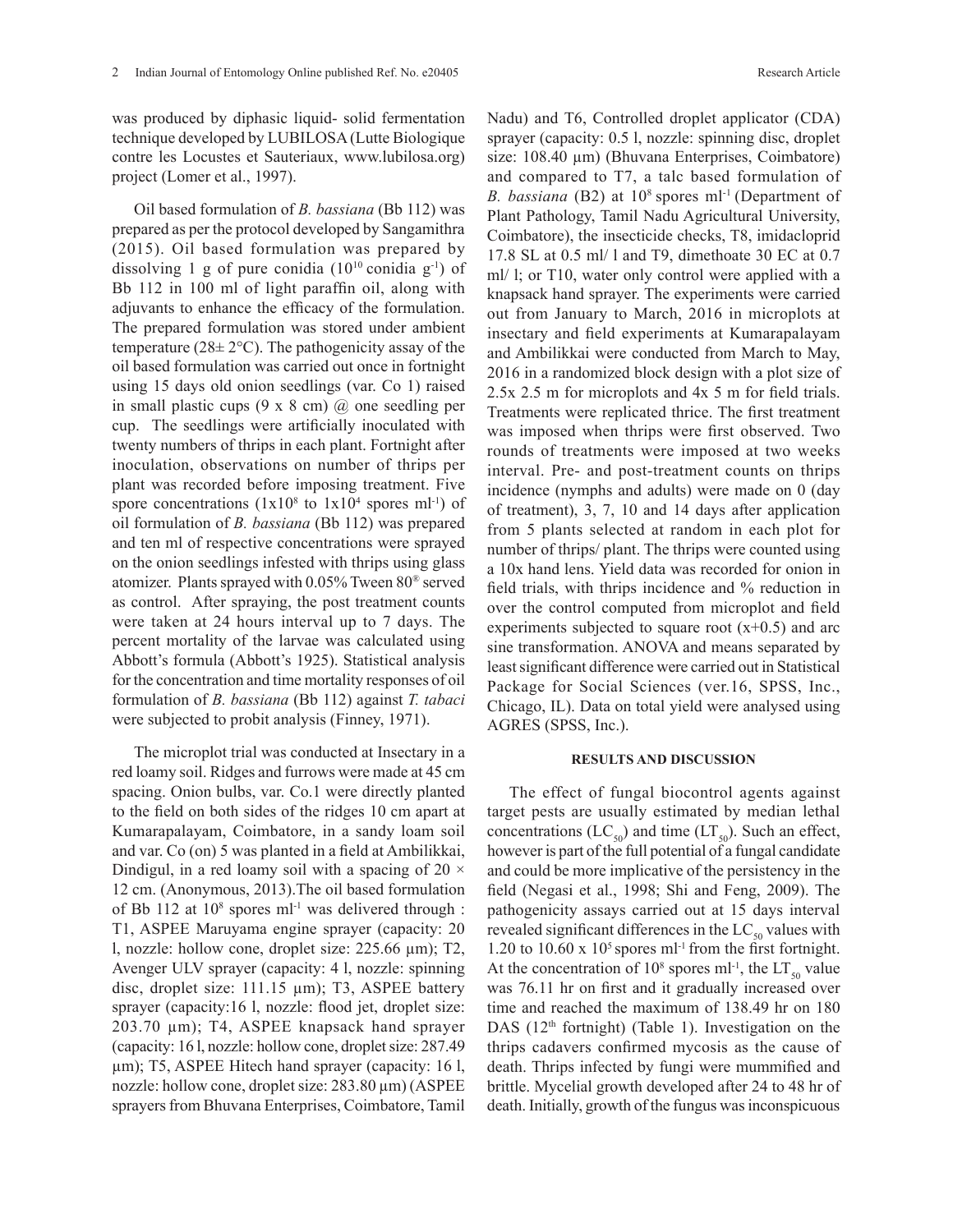was produced by diphasic liquid- solid fermentation technique developed by LUBILOSA (Lutte Biologique contre les Locustes et Sauteriaux, www.lubilosa.org) project (Lomer et al., 1997).

Oil based formulation of *B. bassiana* (Bb 112) was prepared as per the protocol developed by Sangamithra (2015). Oil based formulation was prepared by dissolving 1 g of pure conidia ($10^{10}$ conidia $g^{-1}$) of Bb 112 in 100 ml of light paraffin oil, along with adjuvants to enhance the efficacy of the formulation. The prepared formulation was stored under ambient temperature ($28\pm 2$°C). The pathogenicity assay of the oil based formulation was carried out once in fortnight using 15 days old onion seedlings (var. Co 1) raised in small plastic cups (9 x 8 cm) @ one seedling per cup. The seedlings were artificially inoculated with twenty numbers of thrips in each plant. Fortnight after inoculation, observations on number of thrips per plant was recorded before imposing treatment. Five spore concentrations ($1\text{x}10^8$ to $1\text{x}10^4$ spores $ml^{-1}$) of oil formulation of *B. bassiana* (Bb 112) was prepared and ten ml of respective concentrations were sprayed on the onion seedlings infested with thrips using glass atomizer. Plants sprayed with 0.05% Tween 80® served as control. After spraying, the post treatment counts were taken at 24 hours interval up to 7 days. The percent mortality of the larvae was calculated using Abbott's formula (Abbott's 1925). Statistical analysis for the concentration and time mortality responses of oil formulation of *B. bassiana* (Bb 112) against *T. tabaci* were subjected to probit analysis (Finney, 1971).

The microplot trial was conducted at Insectary in a red loamy soil. Ridges and furrows were made at 45 cm spacing. Onion bulbs, var. Co.1 were directly planted to the field on both sides of the ridges 10 cm apart at Kumarapalayam, Coimbatore, in a sandy loam soil and var. Co (on) 5 was planted in a field at Ambilikkai, Dindigul, in a red loamy soil with a spacing of 20 × 12 cm. (Anonymous, 2013).The oil based formulation of Bb 112 at $10^8$ spores $ml^{-1}$ was delivered through : T1, ASPEE Maruyama engine sprayer (capacity: 20 l, nozzle: hollow cone, droplet size: 225.66 µm); T2, Avenger ULV sprayer (capacity: 4 l, nozzle: spinning disc, droplet size: 111.15 µm); T3, ASPEE battery sprayer (capacity:16 l, nozzle: flood jet, droplet size: 203.70 µm); T4, ASPEE knapsack hand sprayer (capacity: 16 l, nozzle: hollow cone, droplet size: 287.49 µm); T5, ASPEE Hitech hand sprayer (capacity: 16 l, nozzle: hollow cone, droplet size: 283.80 µm) (ASPEE sprayers from Bhuvana Enterprises, Coimbatore, Tamil Nadu) and T6, Controlled droplet applicator (CDA) sprayer (capacity: 0.5 l, nozzle: spinning disc, droplet size: 108.40 µm) (Bhuvana Enterprises, Coimbatore) and compared to T7, a talc based formulation of *B. bassiana* (B2) at $10^8$ spores $ml^{-1}$ (Department of Plant Pathology, Tamil Nadu Agricultural University, Coimbatore), the insecticide checks, T8, imidacloprid 17.8 SL at 0.5 ml/ l and T9, dimethoate 30 EC at 0.7 ml/ l; or T10, water only control were applied with a knapsack hand sprayer. The experiments were carried out from January to March, 2016 in microplots at insectary and field experiments at Kumarapalayam and Ambilikkai were conducted from March to May, 2016 in a randomized block design with a plot size of 2.5x 2.5 m for microplots and 4x 5 m for field trials. Treatments were replicated thrice. The first treatment was imposed when thrips were first observed. Two rounds of treatments were imposed at two weeks interval. Pre- and post-treatment counts on thrips incidence (nymphs and adults) were made on 0 (day of treatment), 3, 7, 10 and 14 days after application from 5 plants selected at random in each plot for number of thrips/ plant. The thrips were counted using a 10x hand lens. Yield data was recorded for onion in field trials, with thrips incidence and % reduction in over the control computed from microplot and field experiments subjected to square root (x+0.5) and arc sine transformation. ANOVA and means separated by least significant difference were carried out in Statistical Package for Social Sciences (ver.16, SPSS, Inc., Chicago, IL). Data on total yield were analysed using AGRES (SPSS, Inc.).

## RESULTS AND DISCUSSION

The effect of fungal biocontrol agents against target pests are usually estimated by median lethal concentrations ($LC_{50}$) and time ($LT_{50}$). Such an effect, however is part of the full potential of a fungal candidate and could be more implicative of the persistency in the field (Negasi et al., 1998; Shi and Feng, 2009). The pathogenicity assays carried out at 15 days interval revealed significant differences in the $LC_{50}$ values with 1.20 to 10.60 x $10^5$ spores $ml^{-1}$ from the first fortnight. At the concentration of $10^8$ spores $ml^{-1}$, the $LT_{50}$ value was 76.11 hr on first and it gradually increased over time and reached the maximum of 138.49 hr on 180 DAS (12th fortnight) (Table 1). Investigation on the thrips cadavers confirmed mycosis as the cause of death. Thrips infected by fungi were mummified and brittle. Mycelial growth developed after 24 to 48 hr of death. Initially, growth of the fungus was inconspicuous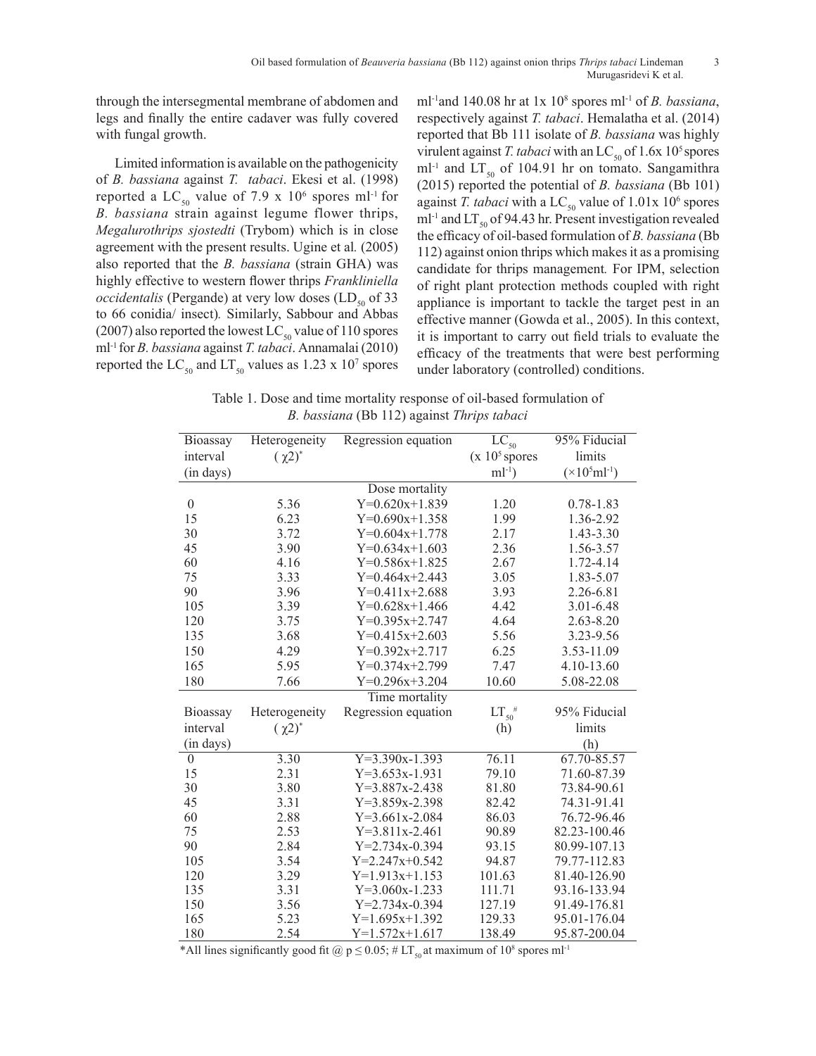through the intersegmental membrane of abdomen and legs and finally the entire cadaver was fully covered with fungal growth.

Limited information is available on the pathogenicity of *B. bassiana* against *T. tabaci*. Ekesi et al. (1998) reported a $LC_{50}$ value of 7.9 x $10^6$ spores $ml^{-1}$ for *B. bassiana* strain against legume flower thrips, *Megalurothrips sjostedti* (Trybom) which is in close agreement with the present results. Ugine et al. (2005) also reported that the *B. bassiana* (strain GHA) was highly effective to western flower thrips *Frankliniella occidentalis* (Pergande) at very low doses ($LD_{50}$ of 33 to 66 conidia/ insect). Similarly, Sabbour and Abbas (2007) also reported the lowest $LC_{50}$ value of 110 spores $ml^{-1}$ for *B. bassiana* against *T. tabaci*. Annamalai (2010) reported the $LC_{50}$ and $LT_{50}$ values as 1.23 x $10^7$ spores $ml^{-1}$ and 140.08 hr at 1x $10^8$ spores $ml^{-1}$ of *B. bassiana*, respectively against *T. tabaci*. Hemalatha et al. (2014) reported that Bb 111 isolate of *B. bassiana* was highly virulent against *T. tabaci* with an $LC_{50}$ of 1.6x $10^5$ spores $ml^{-1}$ and $LT_{50}$ of 104.91 hr on tomato. Sangamithra (2015) reported the potential of *B. bassiana* (Bb 101) against *T. tabaci* with a $LC_{50}$ value of 1.01x $10^6$ spores $ml^{-1}$ and $LT_{50}$ of 94.43 hr. Present investigation revealed the efficacy of oil-based formulation of *B. bassiana* (Bb 112) against onion thrips which makes it as a promising candidate for thrips management. For IPM, selection of right plant protection methods coupled with right appliance is important to tackle the target pest in an effective manner (Gowda et al., 2005). In this context, it is important to carry out field trials to evaluate the efficacy of the treatments that were best performing under laboratory (controlled) conditions.

Table 1. Dose and time mortality response of oil-based formulation of *B. bassiana* (Bb 112) against *Thrips tabaci*

| Bioassay interval (in days) | Heterogeneity ($\chi 2$)* | Regression equation | $LC_{50}$ (x $10^5$ spores $ml^{-1}$) | 95% Fiducial limits ($\times 10^5 ml^{-1}$) |
|---|---|---|---|---|
| | | Dose mortality | | |
| 0 | 5.36 | Y=0.620x+1.839 | 1.20 | 0.78-1.83 |
| 15 | 6.23 | Y=0.690x+1.358 | 1.99 | 1.36-2.92 |
| 30 | 3.72 | Y=0.604x+1.778 | 2.17 | 1.43-3.30 |
| 45 | 3.90 | Y=0.634x+1.603 | 2.36 | 1.56-3.57 |
| 60 | 4.16 | Y=0.586x+1.825 | 2.67 | 1.72-4.14 |
| 75 | 3.33 | Y=0.464x+2.443 | 3.05 | 1.83-5.07 |
| 90 | 3.96 | Y=0.411x+2.688 | 3.93 | 2.26-6.81 |
| 105 | 3.39 | Y=0.628x+1.466 | 4.42 | 3.01-6.48 |
| 120 | 3.75 | Y=0.395x+2.747 | 4.64 | 2.63-8.20 |
| 135 | 3.68 | Y=0.415x+2.603 | 5.56 | 3.23-9.56 |
| 150 | 4.29 | Y=0.392x+2.717 | 6.25 | 3.53-11.09 |
| 165 | 5.95 | Y=0.374x+2.799 | 7.47 | 4.10-13.60 |
| 180 | 7.66 | Y=0.296x+3.204 | 10.60 | 5.08-22.08 |
| | | Time mortality | | |
| Bioassay interval (in days) | Heterogeneity ($\chi 2$)* | Regression equation | $LT_{50}$# (h) | 95% Fiducial limits (h) |
| 0 | 3.30 | Y=3.390x-1.393 | 76.11 | 67.70-85.57 |
| 15 | 2.31 | Y=3.653x-1.931 | 79.10 | 71.60-87.39 |
| 30 | 3.80 | Y=3.887x-2.438 | 81.80 | 73.84-90.61 |
| 45 | 3.31 | Y=3.859x-2.398 | 82.42 | 74.31-91.41 |
| 60 | 2.88 | Y=3.661x-2.084 | 86.03 | 76.72-96.46 |
| 75 | 2.53 | Y=3.811x-2.461 | 90.89 | 82.23-100.46 |
| 90 | 2.84 | Y=2.734x-0.394 | 93.15 | 80.99-107.13 |
| 105 | 3.54 | Y=2.247x+0.542 | 94.87 | 79.77-112.83 |
| 120 | 3.29 | Y=1.913x+1.153 | 101.63 | 81.40-126.90 |
| 135 | 3.31 | Y=3.060x-1.233 | 111.71 | 93.16-133.94 |
| 150 | 3.56 | Y=2.734x-0.394 | 127.19 | 91.49-176.81 |
| 165 | 5.23 | Y=1.695x+1.392 | 129.33 | 95.01-176.04 |
| 180 | 2.54 | Y=1.572x+1.617 | 138.49 | 95.87-200.04 |

*All lines significantly good fit @ $p \leq 0.05$; # $LT_{50}$ at maximum of $10^8$ spores $ml^{-1}$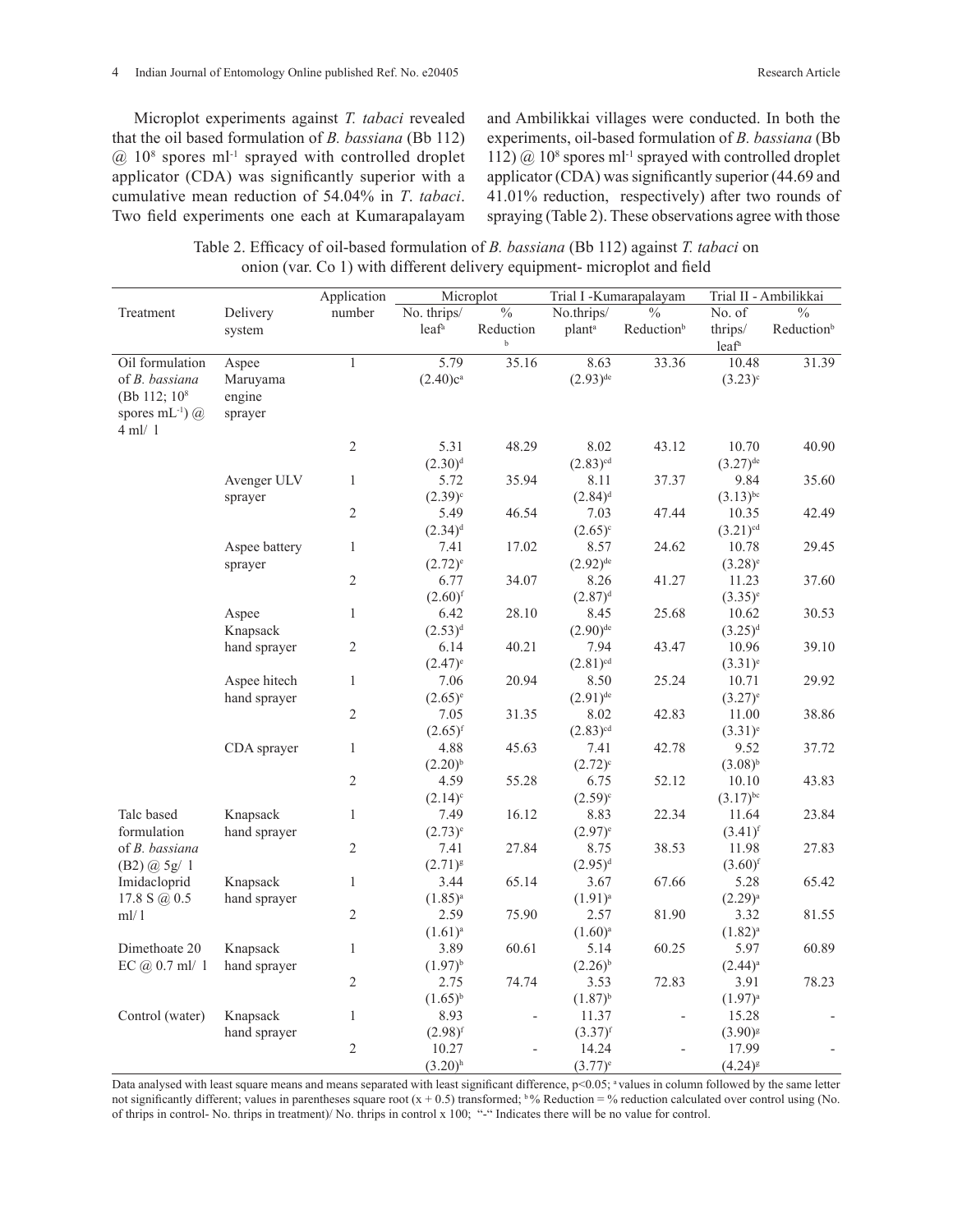Microplot experiments against *T. tabaci* revealed that the oil based formulation of *B. bassiana* (Bb 112) @ $10^8$ spores $ml^{-1}$ sprayed with controlled droplet applicator (CDA) was significantly superior with a cumulative mean reduction of 54.04% in *T. tabaci*. Two field experiments one each at Kumarapalayam and Ambilikkai villages were conducted. In both the experiments, oil-based formulation of *B. bassiana* (Bb 112) @ $10^8$ spores $ml^{-1}$ sprayed with controlled droplet applicator (CDA) was significantly superior (44.69 and 41.01% reduction, respectively) after two rounds of spraying (Table 2). These observations agree with those

Table 2. Efficacy of oil-based formulation of *B. bassiana* (Bb 112) against *T. tabaci* on onion (var. Co 1) with different delivery equipment- microplot and field

| Treatment | Delivery system | Application number | Microplot | | Trial I -Kumarapalayam | | Trial II - Ambilikkai | |
|---|---|---|---|---|---|---|---|---|
| | | | No. thrips/ leaf[a] | % Reduction[b] | No.thrips/ plant[a] | % Reduction[b] | No. of thrips/ leaf[a] | % Reduction[b] |
| Oil formulation of *B. bassiana* (Bb 112; $10^8$ spores $mL^{-1}$) @ 4 ml/ l | Aspee Maruyama engine sprayer | 1 | 5.79 (2.40)c[a] | 35.16 | 8.63 (2.93)[de] | 33.36 | 10.48 (3.23)[e] | 31.39 |
| | | 2 | 5.31 (2.30)[d] | 48.29 | 8.02 (2.83)[cd] | 43.12 | 10.70 (3.27)[de] | 40.90 |
| | Avenger ULV sprayer | 1 | 5.72 (2.39)[c] | 35.94 | 8.11 (2.84)[d] | 37.37 | 9.84 (3.13)[bc] | 35.60 |
| | | 2 | 5.49 (2.34)[d] | 46.54 | 7.03 (2.65)[c] | 47.44 | 10.35 (3.21)[cd] | 42.49 |
| | Aspee battery sprayer | 1 | 7.41 (2.72)[e] | 17.02 | 8.57 (2.92)[de] | 24.62 | 10.78 (3.28)[e] | 29.45 |
| | | 2 | 6.77 (2.60)[f] | 34.07 | 8.26 (2.87)[d] | 41.27 | 11.23 (3.35)[e] | 37.60 |
| | Aspee Knapsack hand sprayer | 1 | 6.42 (2.53)[d] | 28.10 | 8.45 (2.90)[de] | 25.68 | 10.62 (3.25)[d] | 30.53 |
| | | 2 | 6.14 (2.47)[e] | 40.21 | 7.94 (2.81)[cd] | 43.47 | 10.96 (3.31)[e] | 39.10 |
| | Aspee hitech hand sprayer | 1 | 7.06 (2.65)[e] | 20.94 | 8.50 (2.91)[de] | 25.24 | 10.71 (3.27)[e] | 29.92 |
| | | 2 | 7.05 (2.65)[f] | 31.35 | 8.02 (2.83)[cd] | 42.83 | 11.00 (3.31)[e] | 38.86 |
| | CDA sprayer | 1 | 4.88 (2.20)[b] | 45.63 | 7.41 (2.72)[c] | 42.78 | 9.52 (3.08)[b] | 37.72 |
| | | 2 | 4.59 (2.14)[c] | 55.28 | 6.75 (2.59)[c] | 52.12 | 10.10 (3.17)[bc] | 43.83 |
| Talc based formulation of *B. bassiana* (B2) @ 5g/ l | Knapsack hand sprayer | 1 | 7.49 (2.73)[e] | 16.12 | 8.83 (2.97)[e] | 22.34 | 11.64 (3.41)[f] | 23.84 |
| | | 2 | 7.41 (2.71)[g] | 27.84 | 8.75 (2.95)[d] | 38.53 | 11.98 (3.60)[f] | 27.83 |
| Imidacloprid 17.8 S @ 0.5 ml/ l | Knapsack hand sprayer | 1 | 3.44 (1.85)[a] | 65.14 | 3.67 (1.91)[a] | 67.66 | 5.28 (2.29)[a] | 65.42 |
| | | 2 | 2.59 (1.61)[a] | 75.90 | 2.57 (1.60)[a] | 81.90 | 3.32 (1.82)[a] | 81.55 |
| Dimethoate 20 EC @ 0.7 ml/ l | Knapsack hand sprayer | 1 | 3.89 (1.97)[b] | 60.61 | 5.14 (2.26)[b] | 60.25 | 5.97 (2.44)[a] | 60.89 |
| | | 2 | 2.75 (1.65)[b] | 74.74 | 3.53 (1.87)[b] | 72.83 | 3.91 (1.97)[a] | 78.23 |
| Control (water) | Knapsack hand sprayer | 1 | 8.93 (2.98)[f] | - | 11.37 (3.37)[f] | - | 15.28 (3.90)[g] | - |
| | | 2 | 10.27 (3.20)[h] | - | 14.24 (3.77)[e] | - | 17.99 (4.24)[g] | - |

Data analysed with least square means and means separated with least significant difference, $p<0.05$; [a] values in column followed by the same letter not significantly different; values in parentheses square root $(x + 0.5)$ transformed; [b] % Reduction = % reduction calculated over control using (No. of thrips in control- No. thrips in treatment)/ No. thrips in control x 100; "-" Indicates there will be no value for control.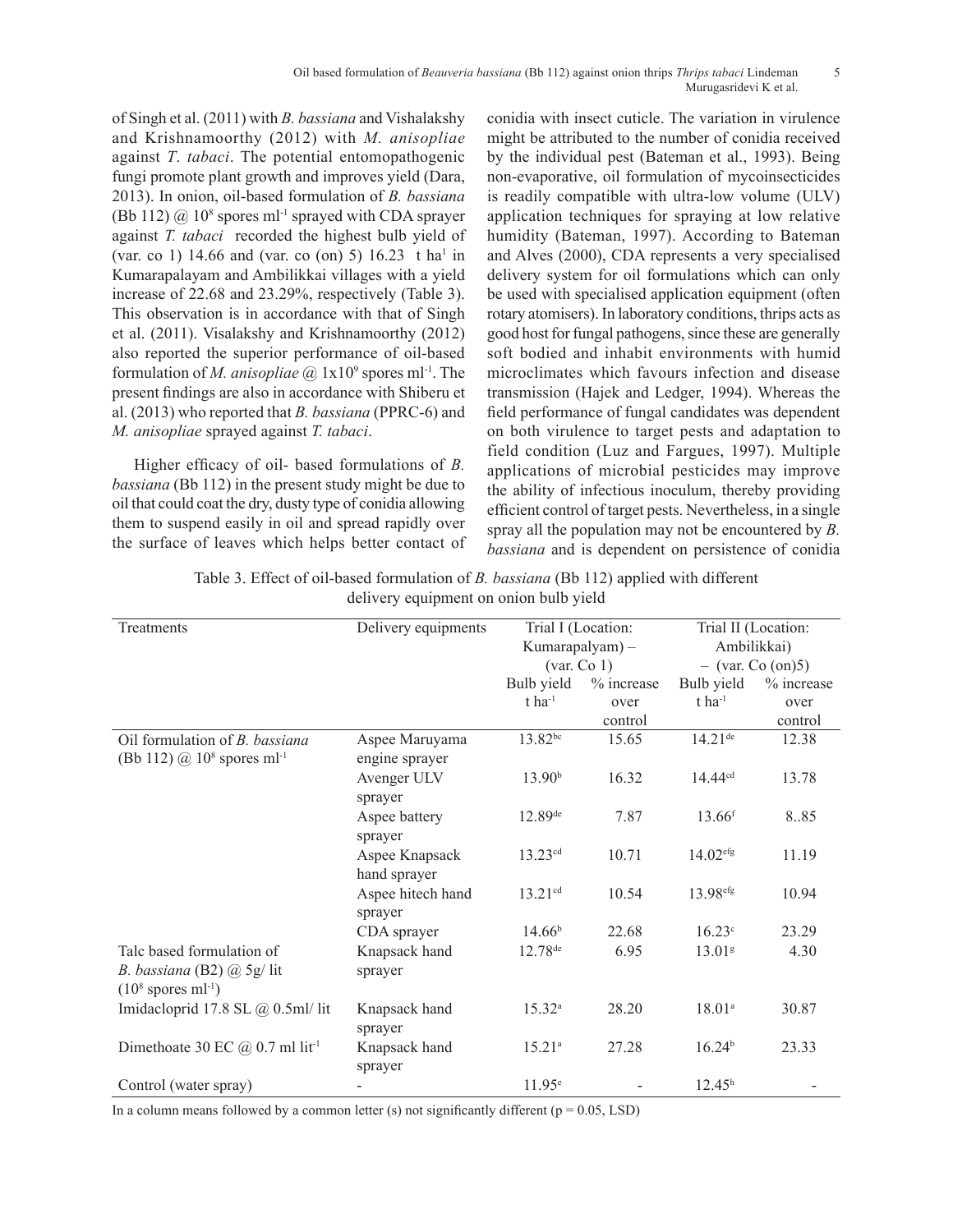of Singh et al. (2011) with *B. bassiana* and Vishalakshy and Krishnamoorthy (2012) with *M. anisopliae* against *T*. *tabaci*. The potential entomopathogenic fungi promote plant growth and improves yield (Dara, 2013). In onion, oil-based formulation of *B. bassiana* (Bb 112) @ $10^8$ spores ml$^{-1}$ sprayed with CDA sprayer against *T. tabaci* recorded the highest bulb yield of (var. co 1) 14.66 and (var. co (on) 5) 16.23 t ha$^1$ in Kumarapalayam and Ambilikkai villages with a yield increase of 22.68 and 23.29%, respectively (Table 3). This observation is in accordance with that of Singh et al. (2011). Visalakshy and Krishnamoorthy (2012) also reported the superior performance of oil-based formulation of *M. anisopliae* @ $1x10^9$ spores ml$^{-1}$. The present findings are also in accordance with Shiberu et al. (2013) who reported that *B. bassiana* (PPRC-6) and *M. anisopliae* sprayed against *T. tabaci*.

Higher efficacy of oil- based formulations of *B. bassiana* (Bb 112) in the present study might be due to oil that could coat the dry, dusty type of conidia allowing them to suspend easily in oil and spread rapidly over the surface of leaves which helps better contact of conidia with insect cuticle. The variation in virulence might be attributed to the number of conidia received by the individual pest (Bateman et al., 1993). Being non-evaporative, oil formulation of mycoinsecticides is readily compatible with ultra-low volume (ULV) application techniques for spraying at low relative humidity (Bateman, 1997). According to Bateman and Alves (2000), CDA represents a very specialised delivery system for oil formulations which can only be used with specialised application equipment (often rotary atomisers). In laboratory conditions, thrips acts as good host for fungal pathogens, since these are generally soft bodied and inhabit environments with humid microclimates which favours infection and disease transmission (Hajek and Ledger, 1994). Whereas the field performance of fungal candidates was dependent on both virulence to target pests and adaptation to field condition (Luz and Fargues, 1997). Multiple applications of microbial pesticides may improve the ability of infectious inoculum, thereby providing efficient control of target pests. Nevertheless, in a single spray all the population may not be encountered by *B. bassiana* and is dependent on persistence of conidia

Table 3. Effect of oil-based formulation of *B. bassiana* (Bb 112) applied with different delivery equipment on onion bulb yield

| Treatments | Delivery equipments | Trial I (Location: Kumarapalayam) – (var. Co 1) | | Trial II (Location: Ambilikkai) – (var. Co (on)5) | |
|---|---|---|---|---|---|
| | | Bulb yield t ha$^{-1}$ | % increase over control | Bulb yield t ha$^{-1}$ | % increase over control |
| Oil formulation of *B. bassiana* (Bb 112) @ $10^8$ spores ml$^{-1}$ | Aspee Maruyama engine sprayer | 13.82$^{bc}$ | 15.65 | 14.21$^{de}$ | 12.38 |
| | Avenger ULV sprayer | 13.90$^{b}$ | 16.32 | 14.44$^{cd}$ | 13.78 |
| | Aspee battery sprayer | 12.89$^{de}$ | 7.87 | 13.66$^{f}$ | 8..85 |
| | Aspee Knapsack hand sprayer | 13.23$^{cd}$ | 10.71 | 14.02$^{efg}$ | 11.19 |
| | Aspee hitech hand sprayer | 13.21$^{cd}$ | 10.54 | 13.98$^{efg}$ | 10.94 |
| | CDA sprayer | 14.66$^{b}$ | 22.68 | 16.23$^{c}$ | 23.29 |
| Talc based formulation of *B. bassiana* (B2) @ 5g/ lit ($10^8$ spores ml$^{-1}$) | Knapsack hand sprayer | 12.78$^{de}$ | 6.95 | 13.01$^{g}$ | 4.30 |
| Imidacloprid 17.8 SL @ 0.5ml/ lit | Knapsack hand sprayer | 15.32$^{a}$ | 28.20 | 18.01$^{a}$ | 30.87 |
| Dimethoate 30 EC @ 0.7 ml lit$^{-1}$ | Knapsack hand sprayer | 15.21$^{a}$ | 27.28 | 16.24$^{b}$ | 23.33 |
| Control (water spray) | - | 11.95$^{e}$ | - | 12.45$^{h}$ | - |

In a column means followed by a common letter (s) not significantly different (p = 0.05, LSD)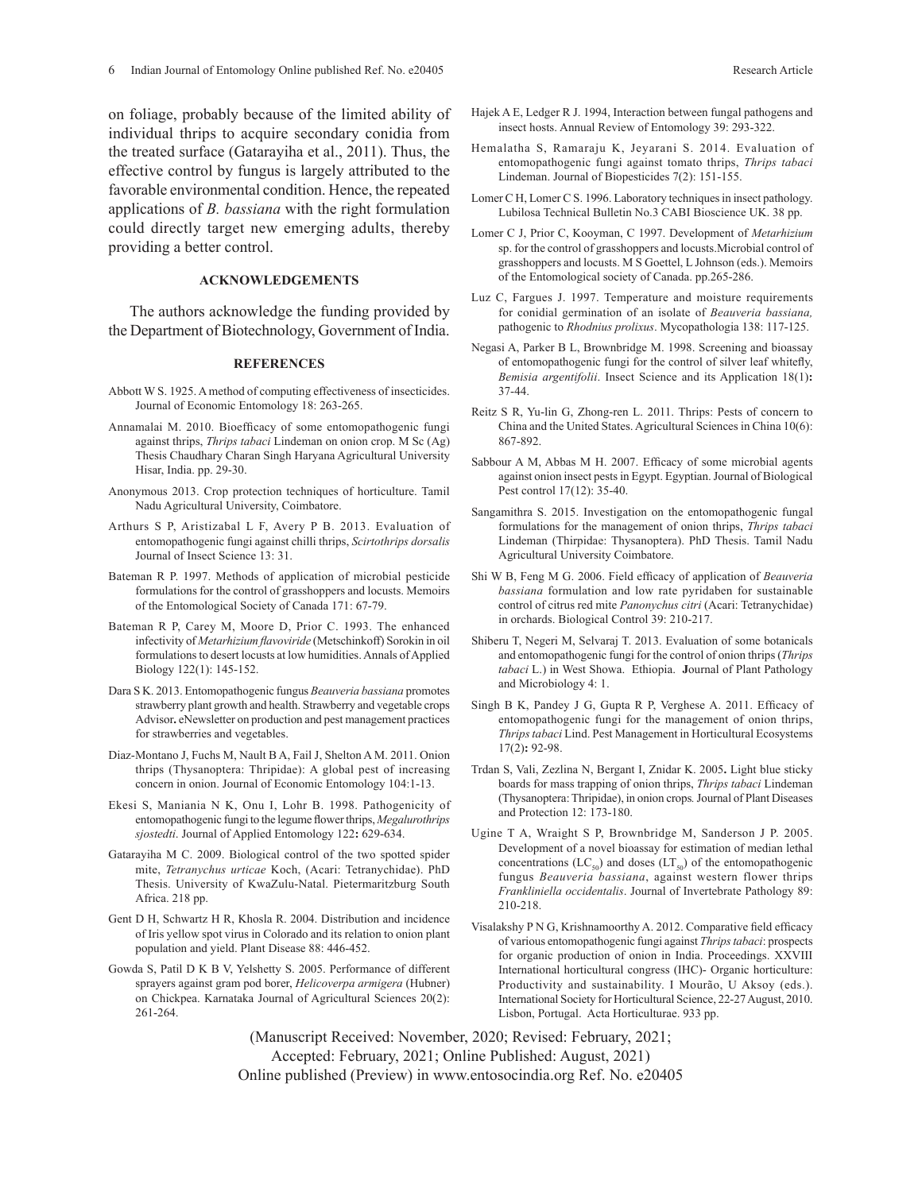on foliage, probably because of the limited ability of individual thrips to acquire secondary conidia from the treated surface (Gatarayiha et al., 2011). Thus, the effective control by fungus is largely attributed to the favorable environmental condition. Hence, the repeated applications of *B. bassiana* with the right formulation could directly target new emerging adults, thereby providing a better control.

## ACKNOWLEDGEMENTS

The authors acknowledge the funding provided by the Department of Biotechnology, Government of India.

## REFERENCES

Abbott W S. 1925. A method of computing effectiveness of insecticides. Journal of Economic Entomology 18: 263-265.

Annamalai M. 2010. Bioefficacy of some entomopathogenic fungi against thrips, *Thrips tabaci* Lindeman on onion crop. M Sc (Ag) Thesis Chaudhary Charan Singh Haryana Agricultural University Hisar, India. pp. 29-30.

Anonymous 2013. Crop protection techniques of horticulture. Tamil Nadu Agricultural University, Coimbatore.

Arthurs S P, Aristizabal L F, Avery P B. 2013. Evaluation of entomopathogenic fungi against chilli thrips, *Scirtothrips dorsalis* Journal of Insect Science 13: 31.

Bateman R P. 1997. Methods of application of microbial pesticide formulations for the control of grasshoppers and locusts. Memoirs of the Entomological Society of Canada 171: 67-79.

Bateman R P, Carey M, Moore D, Prior C. 1993. The enhanced infectivity of *Metarhizium flavoviride* (Metschinkoff) Sorokin in oil formulations to desert locusts at low humidities. Annals of Applied Biology 122(1): 145-152.

Dara S K. 2013. Entomopathogenic fungus *Beauveria bassiana* promotes strawberry plant growth and health. Strawberry and vegetable crops Advisor**.** eNewsletter on production and pest management practices for strawberries and vegetables.

Diaz-Montano J, Fuchs M, Nault B A, Fail J, Shelton A M. 2011. Onion thrips (Thysanoptera: Thripidae): A global pest of increasing concern in onion. Journal of Economic Entomology 104:1-13.

Ekesi S, Maniania N K, Onu I, Lohr B. 1998. Pathogenicity of entomopathogenic fungi to the legume flower thrips, *Megalurothrips sjostedti*. Journal of Applied Entomology 122**:** 629-634.

Gatarayiha M C. 2009. Biological control of the two spotted spider mite, *Tetranychus urticae* Koch, (Acari: Tetranychidae). PhD Thesis. University of KwaZulu-Natal. Pietermaritzburg South Africa. 218 pp.

Gent D H, Schwartz H R, Khosla R. 2004. Distribution and incidence of Iris yellow spot virus in Colorado and its relation to onion plant population and yield. Plant Disease 88: 446-452.

Gowda S, Patil D K B V, Yelshetty S. 2005. Performance of different sprayers against gram pod borer, *Helicoverpa armigera* (Hubner) on Chickpea. Karnataka Journal of Agricultural Sciences 20(2): 261-264.

Hajek A E, Ledger R J. 1994, Interaction between fungal pathogens and insect hosts. Annual Review of Entomology 39: 293-322.

Hemalatha S, Ramaraju K, Jeyarani S. 2014. Evaluation of entomopathogenic fungi against tomato thrips, *Thrips tabaci* Lindeman. Journal of Biopesticides 7(2): 151-155.

Lomer C H, Lomer C S. 1996. Laboratory techniques in insect pathology. Lubilosa Technical Bulletin No.3 CABI Bioscience UK. 38 pp.

Lomer C J, Prior C, Kooyman, C 1997. Development of *Metarhizium* sp. for the control of grasshoppers and locusts.Microbial control of grasshoppers and locusts. M S Goettel, L Johnson (eds.). Memoirs of the Entomological society of Canada. pp.265-286.

Luz C, Fargues J. 1997. Temperature and moisture requirements for conidial germination of an isolate of *Beauveria bassiana,* pathogenic to *Rhodnius prolixus*. Mycopathologia 138: 117-125.

Negasi A, Parker B L, Brownbridge M. 1998. Screening and bioassay of entomopathogenic fungi for the control of silver leaf whitefly, *Bemisia argentifolii*. Insect Science and its Application 18(1)**:** 37-44.

Reitz S R, Yu-lin G, Zhong-ren L. 2011. Thrips: Pests of concern to China and the United States. Agricultural Sciences in China 10(6): 867-892.

Sabbour A M, Abbas M H. 2007. Efficacy of some microbial agents against onion insect pests in Egypt. Egyptian. Journal of Biological Pest control 17(12): 35-40.

Sangamithra S. 2015. Investigation on the entomopathogenic fungal formulations for the management of onion thrips, *Thrips tabaci* Lindeman (Thirpidae: Thysanoptera). PhD Thesis. Tamil Nadu Agricultural University Coimbatore.

Shi W B, Feng M G. 2006. Field efficacy of application of *Beauveria bassiana* formulation and low rate pyridaben for sustainable control of citrus red mite *Panonychus citri* (Acari: Tetranychidae) in orchards. Biological Control 39: 210-217.

Shiberu T, Negeri M, Selvaraj T. 2013. Evaluation of some botanicals and entomopathogenic fungi for the control of onion thrips (*Thrips tabaci* L.) in West Showa. Ethiopia. **J**ournal of Plant Pathology and Microbiology 4: 1.

Singh B K, Pandey J G, Gupta R P, Verghese A. 2011. Efficacy of entomopathogenic fungi for the management of onion thrips, *Thrips tabaci* Lind. Pest Management in Horticultural Ecosystems 17(2)**:** 92-98.

Trdan S, Vali, Zezlina N, Bergant I, Znidar K. 2005**.** Light blue sticky boards for mass trapping of onion thrips, *Thrips tabaci* Lindeman (Thysanoptera: Thripidae), in onion crops*.* Journal of Plant Diseases and Protection 12: 173-180.

Ugine T A, Wraight S P, Brownbridge M, Sanderson J P. 2005. Development of a novel bioassay for estimation of median lethal concentrations ($LC_{50}$) and doses ($LT_{50}$) of the entomopathogenic fungus *Beauveria bassiana*, against western flower thrips *Frankliniella occidentalis*. Journal of Invertebrate Pathology 89: 210-218.

Visalakshy P N G, Krishnamoorthy A. 2012. Comparative field efficacy of various entomopathogenic fungi against *Thrips tabaci*: prospects for organic production of onion in India. Proceedings. XXVIII International horticultural congress (IHC)- Organic horticulture: Productivity and sustainability. I Mourão, U Aksoy (eds.). International Society for Horticultural Science, 22-27 August, 2010. Lisbon, Portugal. Acta Horticulturae. 933 pp.

(Manuscript Received: November, 2020; Revised: February, 2021; Accepted: February, 2021; Online Published: August, 2021)
Online published (Preview) in www.entosocindia.org Ref. No. e20405